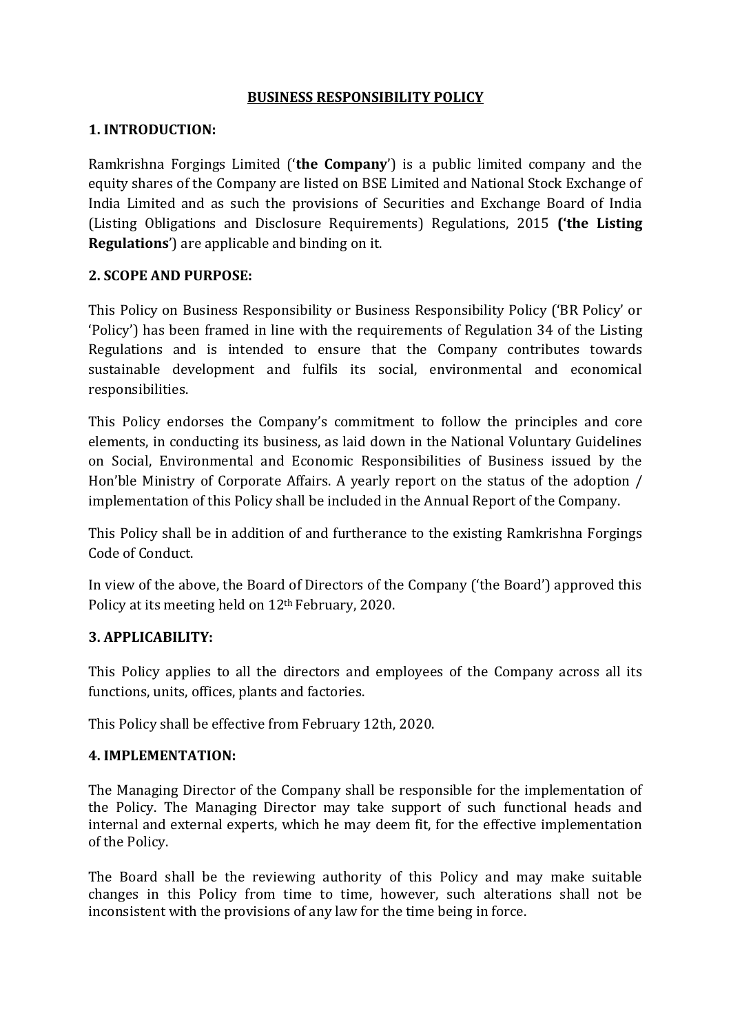# BUSINESS RESPONSIBILITY POLICY

## 1. INTRODUCTION:

Ramkrishna Forgings Limited ('**the Company**') is a public limited company and the equity shares of the Company are listed on BSE Limited and National Stock Exchange of India Limited and as such the provisions of Securities and Exchange Board of India (Listing Obligations and Disclosure Requirements) Regulations, 2015 **('the Listing Regulations**') are applicable and binding on it.

## 2. SCOPE AND PURPOSE:

This Policy on Business Responsibility or Business Responsibility Policy ('BR Policy' or 'Policy') has been framed in line with the requirements of Regulation 34 of the Listing Regulations and is intended to ensure that the Company contributes towards sustainable development and fulfils its social, environmental and economical responsibilities.

This Policy endorses the Company's commitment to follow the principles and core elements, in conducting its business, as laid down in the National Voluntary Guidelines on Social, Environmental and Economic Responsibilities of Business issued by the Hon'ble Ministry of Corporate Affairs. A yearly report on the status of the adoption / implementation of this Policy shall be included in the Annual Report of the Company.

This Policy shall be in addition of and furtherance to the existing Ramkrishna Forgings Code of Conduct.

In view of the above, the Board of Directors of the Company ('the Board') approved this Policy at its meeting held on 12th February, 2020.

## 3. APPLICABILITY:

This Policy applies to all the directors and employees of the Company across all its functions, units, offices, plants and factories.

This Policy shall be effective from February 12th, 2020.

## 4. IMPLEMENTATION:

The Managing Director of the Company shall be responsible for the implementation of the Policy. The Managing Director may take support of such functional heads and internal and external experts, which he may deem fit, for the effective implementation of the Policy.

The Board shall be the reviewing authority of this Policy and may make suitable changes in this Policy from time to time, however, such alterations shall not be inconsistent with the provisions of any law for the time being in force.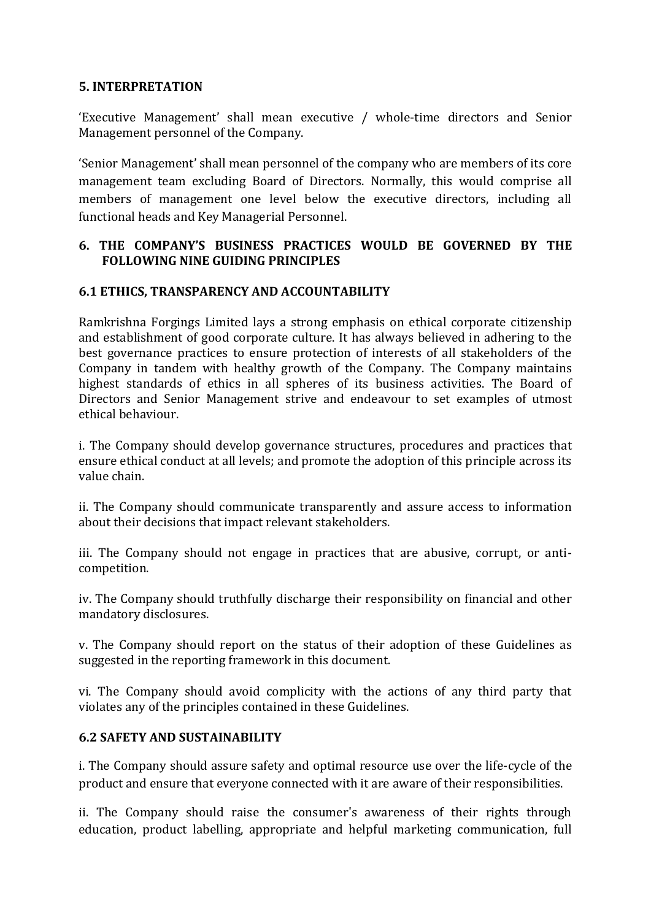## 5. INTERPRETATION

'Executive Management' shall mean executive / whole-time directors and Senior Management personnel of the Company.

'Senior Management' shall mean personnel of the company who are members of its core management team excluding Board of Directors. Normally, this would comprise all members of management one level below the executive directors, including all functional heads and Key Managerial Personnel.

## 6. THE COMPANY'S BUSINESS PRACTICES WOULD BE GOVERNED BY THE FOLLOWING NINE GUIDING PRINCIPLES

### 6.1 ETHICS, TRANSPARENCY AND ACCOUNTABILITY

Ramkrishna Forgings Limited lays a strong emphasis on ethical corporate citizenship and establishment of good corporate culture. It has always believed in adhering to the best governance practices to ensure protection of interests of all stakeholders of the Company in tandem with healthy growth of the Company. The Company maintains highest standards of ethics in all spheres of its business activities. The Board of Directors and Senior Management strive and endeavour to set examples of utmost ethical behaviour.

i. The Company should develop governance structures, procedures and practices that ensure ethical conduct at all levels; and promote the adoption of this principle across its value chain.

ii. The Company should communicate transparently and assure access to information about their decisions that impact relevant stakeholders.

iii. The Company should not engage in practices that are abusive, corrupt, or anti-competition.

iv. The Company should truthfully discharge their responsibility on financial and other mandatory disclosures.

v. The Company should report on the status of their adoption of these Guidelines as suggested in the reporting framework in this document.

vi. The Company should avoid complicity with the actions of any third party that violates any of the principles contained in these Guidelines.

### 6.2 SAFETY AND SUSTAINABILITY

i. The Company should assure safety and optimal resource use over the life-cycle of the product and ensure that everyone connected with it are aware of their responsibilities.

ii. The Company should raise the consumer's awareness of their rights through education, product labelling, appropriate and helpful marketing communication, full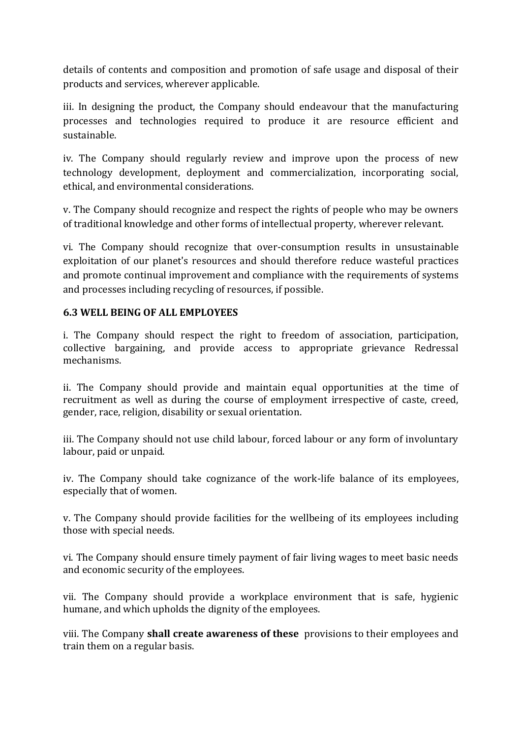details of contents and composition and promotion of safe usage and disposal of their products and services, wherever applicable.

iii. In designing the product, the Company should endeavour that the manufacturing processes and technologies required to produce it are resource efficient and sustainable.

iv. The Company should regularly review and improve upon the process of new technology development, deployment and commercialization, incorporating social, ethical, and environmental considerations.

v. The Company should recognize and respect the rights of people who may be owners of traditional knowledge and other forms of intellectual property, wherever relevant.

vi. The Company should recognize that over-consumption results in unsustainable exploitation of our planet's resources and should therefore reduce wasteful practices and promote continual improvement and compliance with the requirements of systems and processes including recycling of resources, if possible.

**6.3 WELL BEING OF ALL EMPLOYEES**

i. The Company should respect the right to freedom of association, participation, collective bargaining, and provide access to appropriate grievance Redressal mechanisms.

ii. The Company should provide and maintain equal opportunities at the time of recruitment as well as during the course of employment irrespective of caste, creed, gender, race, religion, disability or sexual orientation.

iii. The Company should not use child labour, forced labour or any form of involuntary labour, paid or unpaid.

iv. The Company should take cognizance of the work-life balance of its employees, especially that of women.

v. The Company should provide facilities for the wellbeing of its employees including those with special needs.

vi. The Company should ensure timely payment of fair living wages to meet basic needs and economic security of the employees.

vii. The Company should provide a workplace environment that is safe, hygienic humane, and which upholds the dignity of the employees.

viii. The Company **shall create awareness of these** provisions to their employees and train them on a regular basis.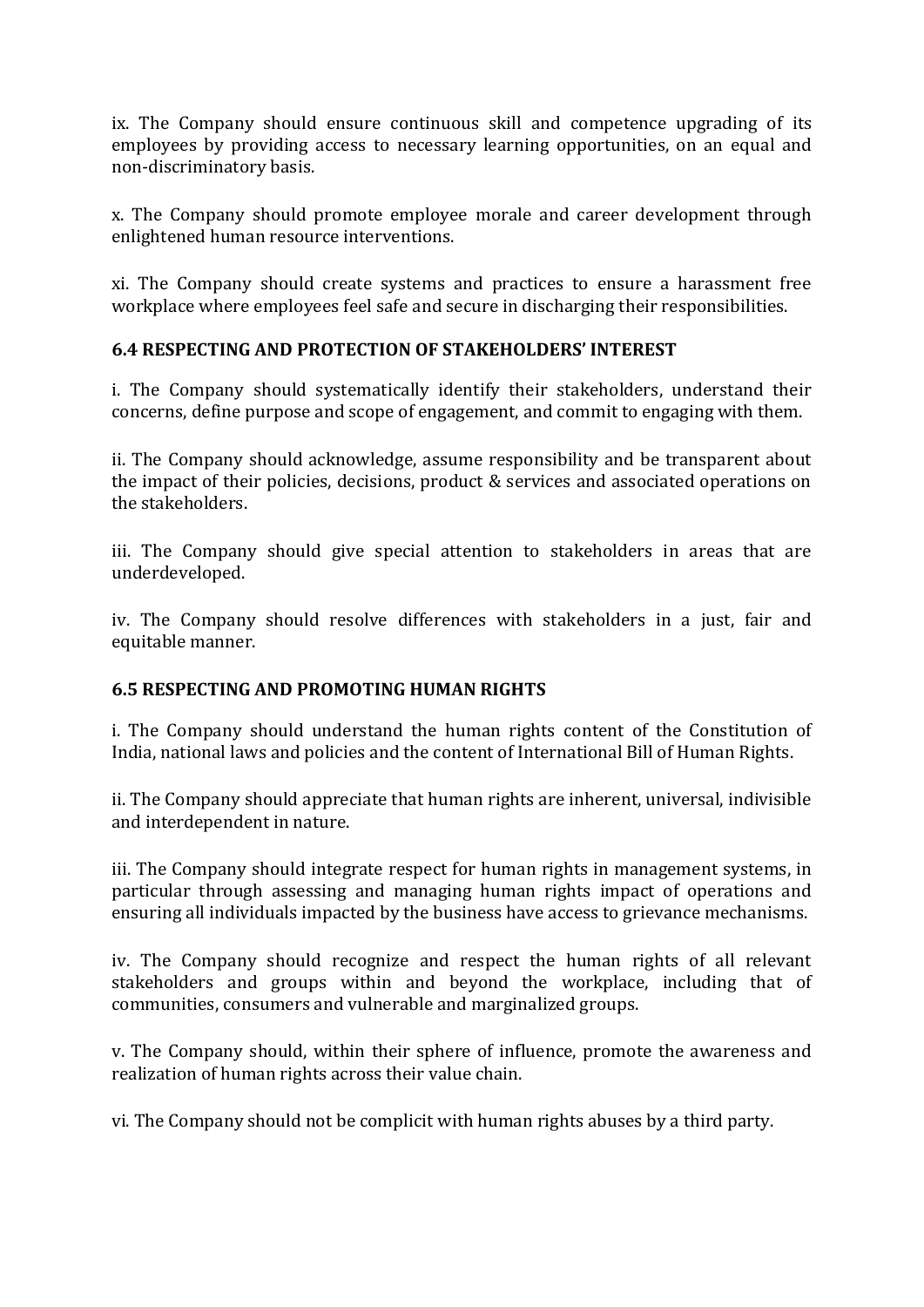ix. The Company should ensure continuous skill and competence upgrading of its employees by providing access to necessary learning opportunities, on an equal and non-discriminatory basis.

x. The Company should promote employee morale and career development through enlightened human resource interventions.

xi. The Company should create systems and practices to ensure a harassment free workplace where employees feel safe and secure in discharging their responsibilities.

### 6.4 RESPECTING AND PROTECTION OF STAKEHOLDERS' INTEREST

i. The Company should systematically identify their stakeholders, understand their concerns, define purpose and scope of engagement, and commit to engaging with them.

ii. The Company should acknowledge, assume responsibility and be transparent about the impact of their policies, decisions, product & services and associated operations on the stakeholders.

iii. The Company should give special attention to stakeholders in areas that are underdeveloped.

iv. The Company should resolve differences with stakeholders in a just, fair and equitable manner.

### 6.5 RESPECTING AND PROMOTING HUMAN RIGHTS

i. The Company should understand the human rights content of the Constitution of India, national laws and policies and the content of International Bill of Human Rights.

ii. The Company should appreciate that human rights are inherent, universal, indivisible and interdependent in nature.

iii. The Company should integrate respect for human rights in management systems, in particular through assessing and managing human rights impact of operations and ensuring all individuals impacted by the business have access to grievance mechanisms.

iv. The Company should recognize and respect the human rights of all relevant stakeholders and groups within and beyond the workplace, including that of communities, consumers and vulnerable and marginalized groups.

v. The Company should, within their sphere of influence, promote the awareness and realization of human rights across their value chain.

vi. The Company should not be complicit with human rights abuses by a third party.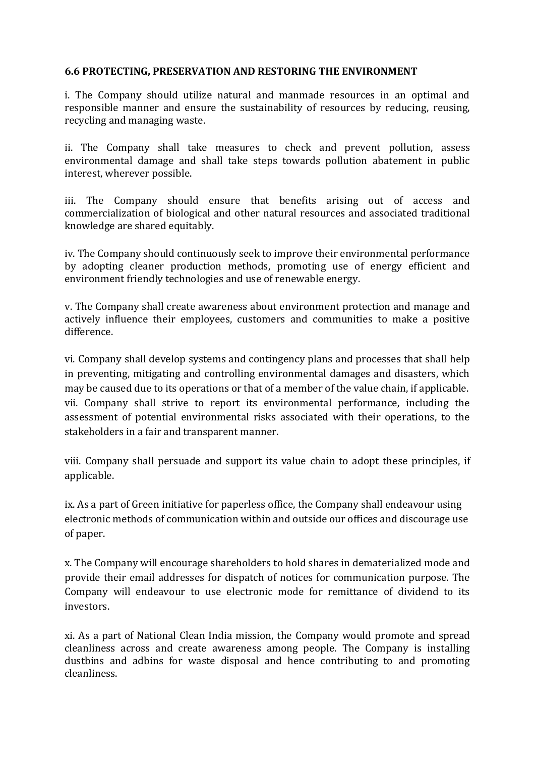**6.6 PROTECTING, PRESERVATION AND RESTORING THE ENVIRONMENT**

i. The Company should utilize natural and manmade resources in an optimal and responsible manner and ensure the sustainability of resources by reducing, reusing, recycling and managing waste.

ii. The Company shall take measures to check and prevent pollution, assess environmental damage and shall take steps towards pollution abatement in public interest, wherever possible.

iii. The Company should ensure that benefits arising out of access and commercialization of biological and other natural resources and associated traditional knowledge are shared equitably.

iv. The Company should continuously seek to improve their environmental performance by adopting cleaner production methods, promoting use of energy efficient and environment friendly technologies and use of renewable energy.

v. The Company shall create awareness about environment protection and manage and actively influence their employees, customers and communities to make a positive difference.

vi. Company shall develop systems and contingency plans and processes that shall help in preventing, mitigating and controlling environmental damages and disasters, which may be caused due to its operations or that of a member of the value chain, if applicable.

vii. Company shall strive to report its environmental performance, including the assessment of potential environmental risks associated with their operations, to the stakeholders in a fair and transparent manner.

viii. Company shall persuade and support its value chain to adopt these principles, if applicable.

ix. As a part of Green initiative for paperless office, the Company shall endeavour using electronic methods of communication within and outside our offices and discourage use of paper.

x. The Company will encourage shareholders to hold shares in dematerialized mode and provide their email addresses for dispatch of notices for communication purpose. The Company will endeavour to use electronic mode for remittance of dividend to its investors.

xi. As a part of National Clean India mission, the Company would promote and spread cleanliness across and create awareness among people. The Company is installing dustbins and adbins for waste disposal and hence contributing to and promoting cleanliness.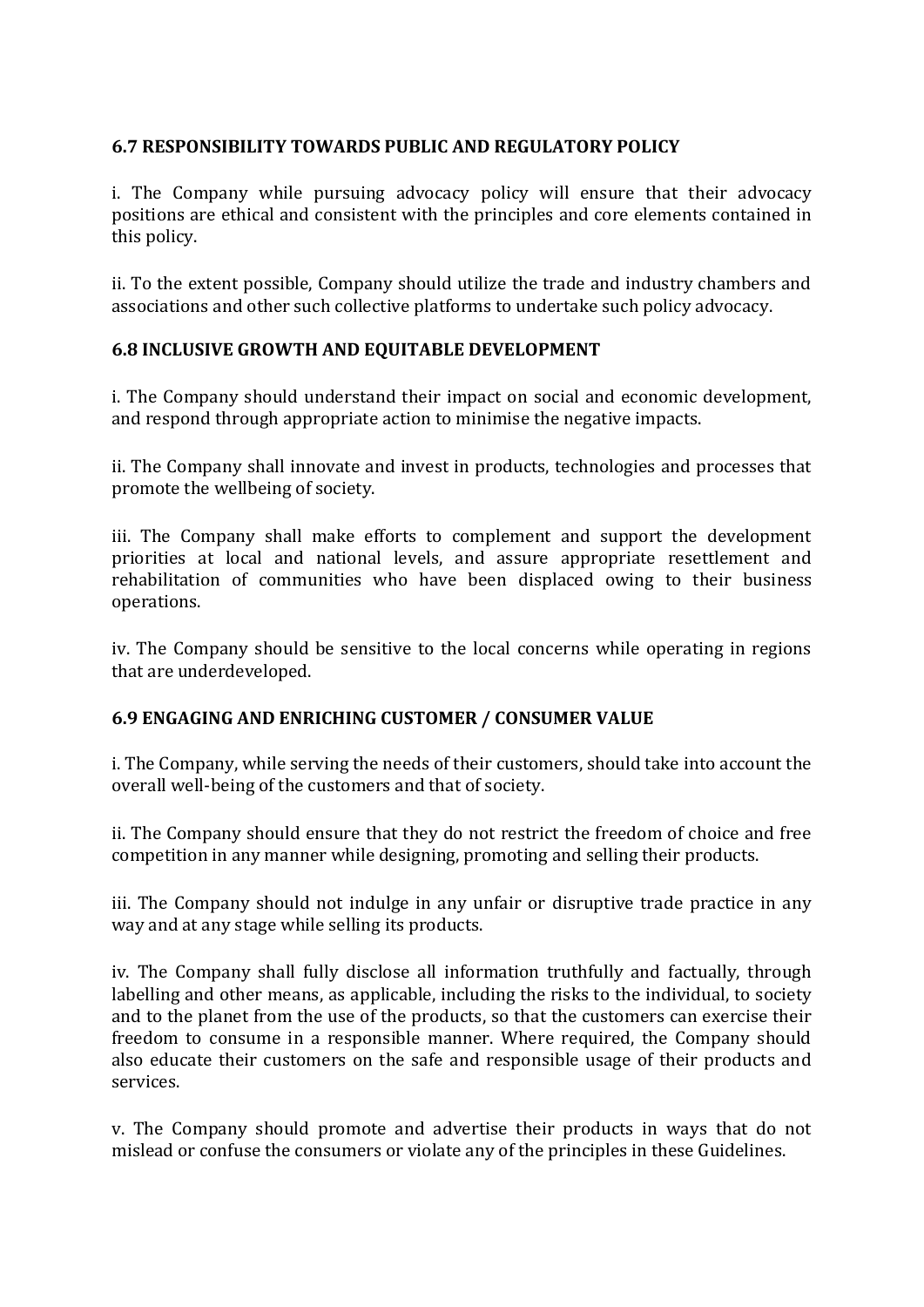### 6.7 RESPONSIBILITY TOWARDS PUBLIC AND REGULATORY POLICY

i. The Company while pursuing advocacy policy will ensure that their advocacy positions are ethical and consistent with the principles and core elements contained in this policy.

ii. To the extent possible, Company should utilize the trade and industry chambers and associations and other such collective platforms to undertake such policy advocacy.

### 6.8 INCLUSIVE GROWTH AND EQUITABLE DEVELOPMENT

i. The Company should understand their impact on social and economic development, and respond through appropriate action to minimise the negative impacts.

ii. The Company shall innovate and invest in products, technologies and processes that promote the wellbeing of society.

iii. The Company shall make efforts to complement and support the development priorities at local and national levels, and assure appropriate resettlement and rehabilitation of communities who have been displaced owing to their business operations.

iv. The Company should be sensitive to the local concerns while operating in regions that are underdeveloped.

### 6.9 ENGAGING AND ENRICHING CUSTOMER / CONSUMER VALUE

i. The Company, while serving the needs of their customers, should take into account the overall well-being of the customers and that of society.

ii. The Company should ensure that they do not restrict the freedom of choice and free competition in any manner while designing, promoting and selling their products.

iii. The Company should not indulge in any unfair or disruptive trade practice in any way and at any stage while selling its products.

iv. The Company shall fully disclose all information truthfully and factually, through labelling and other means, as applicable, including the risks to the individual, to society and to the planet from the use of the products, so that the customers can exercise their freedom to consume in a responsible manner. Where required, the Company should also educate their customers on the safe and responsible usage of their products and services.

v. The Company should promote and advertise their products in ways that do not mislead or confuse the consumers or violate any of the principles in these Guidelines.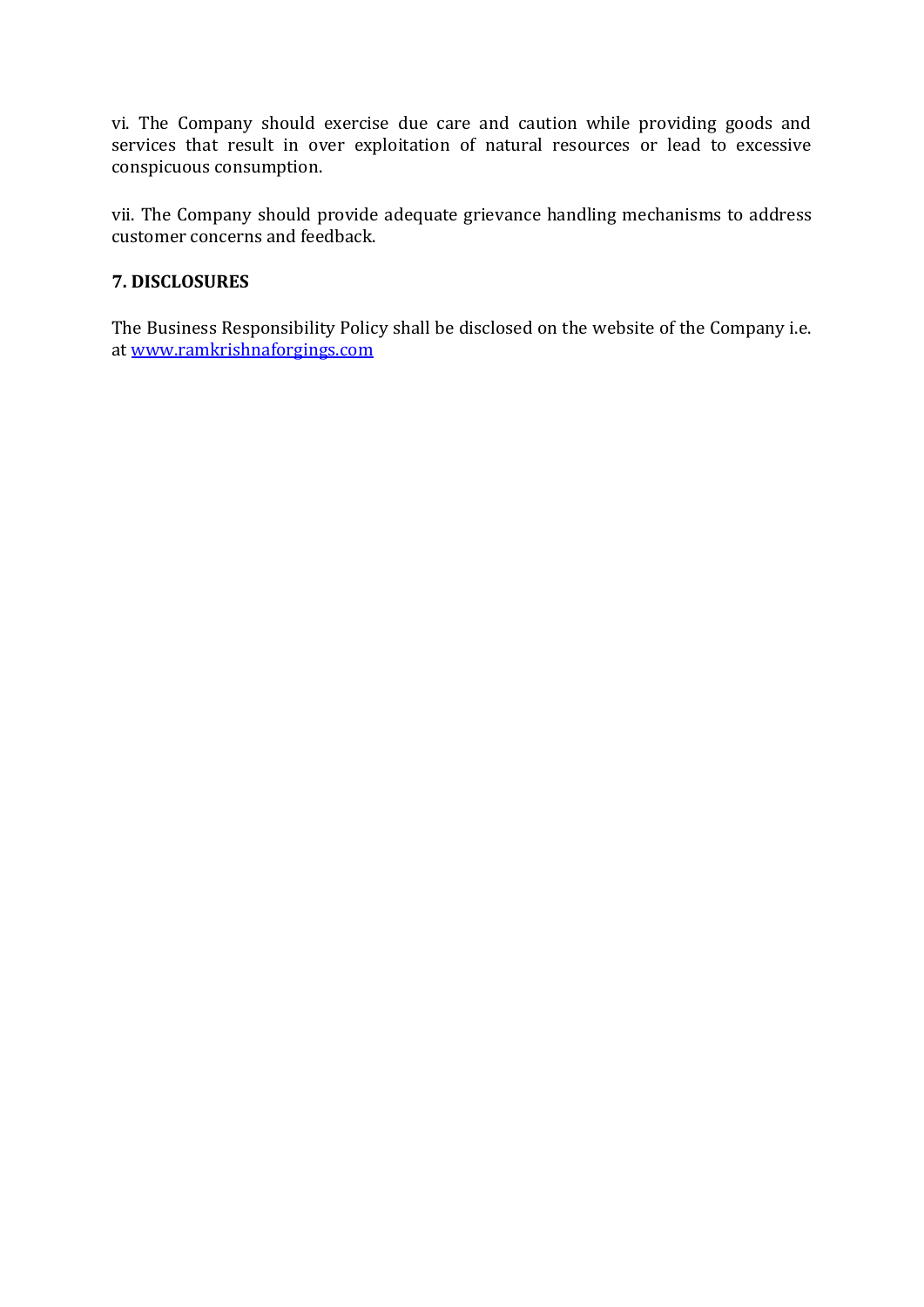vi. The Company should exercise due care and caution while providing goods and services that result in over exploitation of natural resources or lead to excessive conspicuous consumption.

vii. The Company should provide adequate grievance handling mechanisms to address customer concerns and feedback.

## 7. DISCLOSURES

The Business Responsibility Policy shall be disclosed on the website of the Company i.e. at [www.ramkrishnaforgings.com](http://www.ramkrishnaforgings.com)